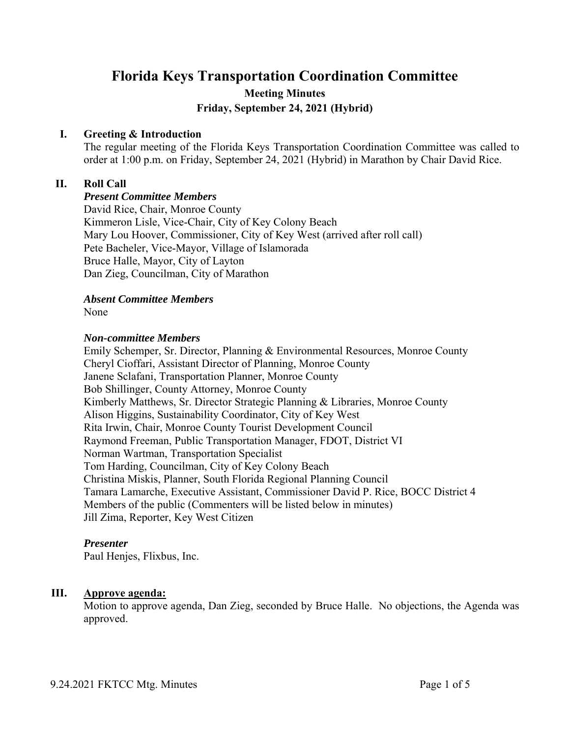# Florida Keys Transportation Coordination Committee

## Meeting Minutes

## Friday, September 24, 2021 (Hybrid)

### I. Greeting & Introduction

The regular meeting of the Florida Keys Transportation Coordination Committee was called to order at 1:00 p.m. on Friday, September 24, 2021 (Hybrid) in Marathon by Chair David Rice.

### II. Roll Call

***Present Committee Members***

David Rice, Chair, Monroe County
Kimmeron Lisle, Vice-Chair, City of Key Colony Beach
Mary Lou Hoover, Commissioner, City of Key West (arrived after roll call)
Pete Bacheler, Vice-Mayor, Village of Islamorada
Bruce Halle, Mayor, City of Layton
Dan Zieg, Councilman, City of Marathon

***Absent Committee Members***

None

***Non-committee Members***

Emily Schemper, Sr. Director, Planning & Environmental Resources, Monroe County
Cheryl Cioffari, Assistant Director of Planning, Monroe County
Janene Sclafani, Transportation Planner, Monroe County
Bob Shillinger, County Attorney, Monroe County
Kimberly Matthews, Sr. Director Strategic Planning & Libraries, Monroe County
Alison Higgins, Sustainability Coordinator, City of Key West
Rita Irwin, Chair, Monroe County Tourist Development Council
Raymond Freeman, Public Transportation Manager, FDOT, District VI
Norman Wartman, Transportation Specialist
Tom Harding, Councilman, City of Key Colony Beach
Christina Miskis, Planner, South Florida Regional Planning Council
Tamara Lamarche, Executive Assistant, Commissioner David P. Rice, BOCC District 4
Members of the public (Commenters will be listed below in minutes)
Jill Zima, Reporter, Key West Citizen

***Presenter***

Paul Henjes, Flixbus, Inc.

### III. Approve agenda:

Motion to approve agenda, Dan Zieg, seconded by Bruce Halle. No objections, the Agenda was approved.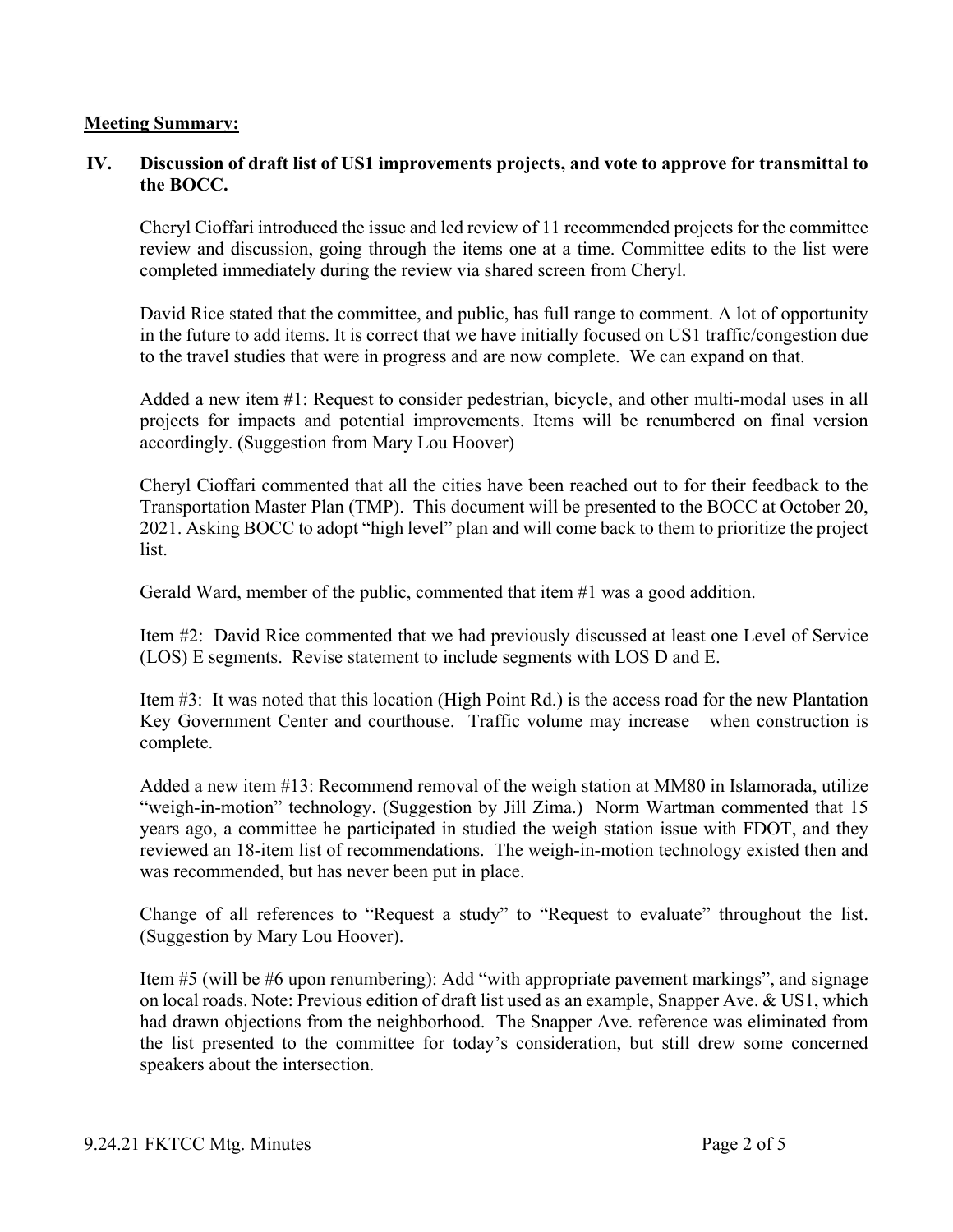**Meeting Summary:**

## IV. Discussion of draft list of US1 improvements projects, and vote to approve for transmittal to the BOCC.

Cheryl Cioffari introduced the issue and led review of 11 recommended projects for the committee review and discussion, going through the items one at a time. Committee edits to the list were completed immediately during the review via shared screen from Cheryl.

David Rice stated that the committee, and public, has full range to comment. A lot of opportunity in the future to add items. It is correct that we have initially focused on US1 traffic/congestion due to the travel studies that were in progress and are now complete. We can expand on that.

Added a new item #1: Request to consider pedestrian, bicycle, and other multi-modal uses in all projects for impacts and potential improvements. Items will be renumbered on final version accordingly. (Suggestion from Mary Lou Hoover)

Cheryl Cioffari commented that all the cities have been reached out to for their feedback to the Transportation Master Plan (TMP). This document will be presented to the BOCC at October 20, 2021. Asking BOCC to adopt "high level" plan and will come back to them to prioritize the project list.

Gerald Ward, member of the public, commented that item #1 was a good addition.

Item #2: David Rice commented that we had previously discussed at least one Level of Service (LOS) E segments. Revise statement to include segments with LOS D and E.

Item #3: It was noted that this location (High Point Rd.) is the access road for the new Plantation Key Government Center and courthouse. Traffic volume may increase when construction is complete.

Added a new item #13: Recommend removal of the weigh station at MM80 in Islamorada, utilize "weigh-in-motion" technology. (Suggestion by Jill Zima.) Norm Wartman commented that 15 years ago, a committee he participated in studied the weigh station issue with FDOT, and they reviewed an 18-item list of recommendations. The weigh-in-motion technology existed then and was recommended, but has never been put in place.

Change of all references to "Request a study" to "Request to evaluate" throughout the list. (Suggestion by Mary Lou Hoover).

Item #5 (will be #6 upon renumbering): Add "with appropriate pavement markings", and signage on local roads. Note: Previous edition of draft list used as an example, Snapper Ave. & US1, which had drawn objections from the neighborhood. The Snapper Ave. reference was eliminated from the list presented to the committee for today's consideration, but still drew some concerned speakers about the intersection.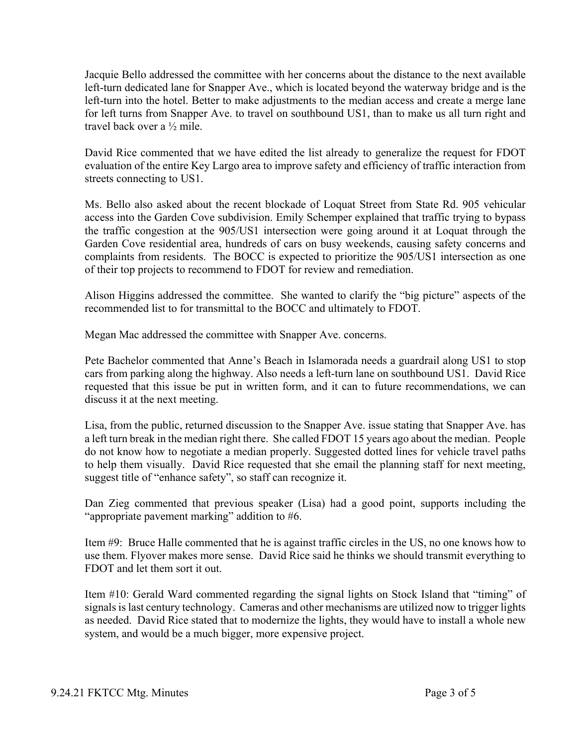Jacquie Bello addressed the committee with her concerns about the distance to the next available left-turn dedicated lane for Snapper Ave., which is located beyond the waterway bridge and is the left-turn into the hotel. Better to make adjustments to the median access and create a merge lane for left turns from Snapper Ave. to travel on southbound US1, than to make us all turn right and travel back over a ½ mile.

David Rice commented that we have edited the list already to generalize the request for FDOT evaluation of the entire Key Largo area to improve safety and efficiency of traffic interaction from streets connecting to US1.

Ms. Bello also asked about the recent blockade of Loquat Street from State Rd. 905 vehicular access into the Garden Cove subdivision. Emily Schemper explained that traffic trying to bypass the traffic congestion at the 905/US1 intersection were going around it at Loquat through the Garden Cove residential area, hundreds of cars on busy weekends, causing safety concerns and complaints from residents. The BOCC is expected to prioritize the 905/US1 intersection as one of their top projects to recommend to FDOT for review and remediation.

Alison Higgins addressed the committee. She wanted to clarify the "big picture" aspects of the recommended list to for transmittal to the BOCC and ultimately to FDOT.

Megan Mac addressed the committee with Snapper Ave. concerns.

Pete Bachelor commented that Anne's Beach in Islamorada needs a guardrail along US1 to stop cars from parking along the highway. Also needs a left-turn lane on southbound US1. David Rice requested that this issue be put in written form, and it can to future recommendations, we can discuss it at the next meeting.

Lisa, from the public, returned discussion to the Snapper Ave. issue stating that Snapper Ave. has a left turn break in the median right there. She called FDOT 15 years ago about the median. People do not know how to negotiate a median properly. Suggested dotted lines for vehicle travel paths to help them visually. David Rice requested that she email the planning staff for next meeting, suggest title of "enhance safety", so staff can recognize it.

Dan Zieg commented that previous speaker (Lisa) had a good point, supports including the "appropriate pavement marking" addition to #6.

Item #9: Bruce Halle commented that he is against traffic circles in the US, no one knows how to use them. Flyover makes more sense. David Rice said he thinks we should transmit everything to FDOT and let them sort it out.

Item #10: Gerald Ward commented regarding the signal lights on Stock Island that "timing" of signals is last century technology. Cameras and other mechanisms are utilized now to trigger lights as needed. David Rice stated that to modernize the lights, they would have to install a whole new system, and would be a much bigger, more expensive project.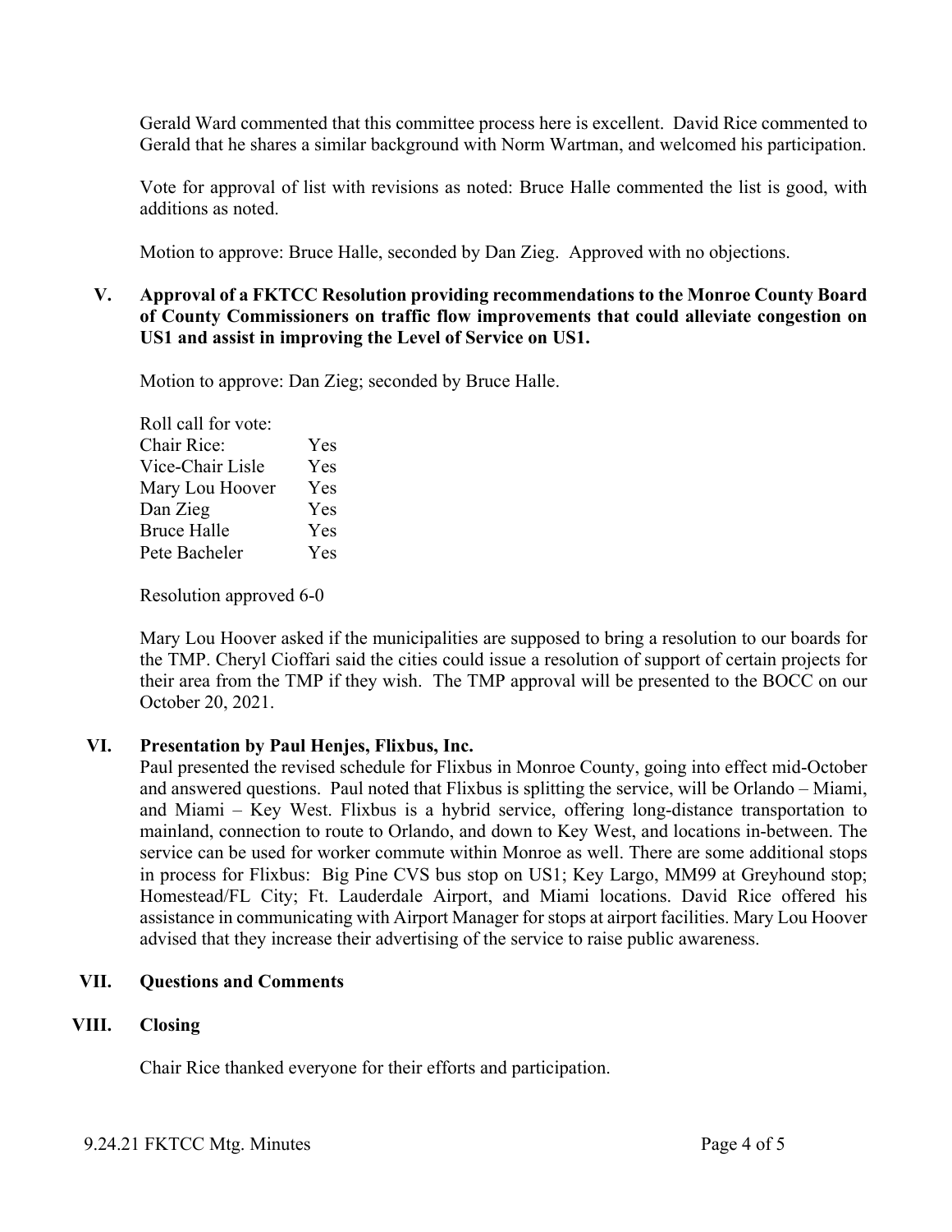Gerald Ward commented that this committee process here is excellent. David Rice commented to Gerald that he shares a similar background with Norm Wartman, and welcomed his participation.

Vote for approval of list with revisions as noted: Bruce Halle commented the list is good, with additions as noted.

Motion to approve: Bruce Halle, seconded by Dan Zieg. Approved with no objections.

## V. Approval of a FKTCC Resolution providing recommendations to the Monroe County Board of County Commissioners on traffic flow improvements that could alleviate congestion on US1 and assist in improving the Level of Service on US1.

Motion to approve: Dan Zieg; seconded by Bruce Halle.

Roll call for vote:

| | |
|---|---|
| Chair Rice: | Yes |
| Vice-Chair Lisle | Yes |
| Mary Lou Hoover | Yes |
| Dan Zieg | Yes |
| Bruce Halle | Yes |
| Pete Bacheler | Yes |

Resolution approved 6-0

Mary Lou Hoover asked if the municipalities are supposed to bring a resolution to our boards for the TMP. Cheryl Cioffari said the cities could issue a resolution of support of certain projects for their area from the TMP if they wish. The TMP approval will be presented to the BOCC on our October 20, 2021.

## VI. Presentation by Paul Henjes, Flixbus, Inc.

Paul presented the revised schedule for Flixbus in Monroe County, going into effect mid-October and answered questions. Paul noted that Flixbus is splitting the service, will be Orlando – Miami, and Miami – Key West. Flixbus is a hybrid service, offering long-distance transportation to mainland, connection to route to Orlando, and down to Key West, and locations in-between. The service can be used for worker commute within Monroe as well. There are some additional stops in process for Flixbus: Big Pine CVS bus stop on US1; Key Largo, MM99 at Greyhound stop; Homestead/FL City; Ft. Lauderdale Airport, and Miami locations. David Rice offered his assistance in communicating with Airport Manager for stops at airport facilities. Mary Lou Hoover advised that they increase their advertising of the service to raise public awareness.

## VII. Questions and Comments

## VIII. Closing

Chair Rice thanked everyone for their efforts and participation.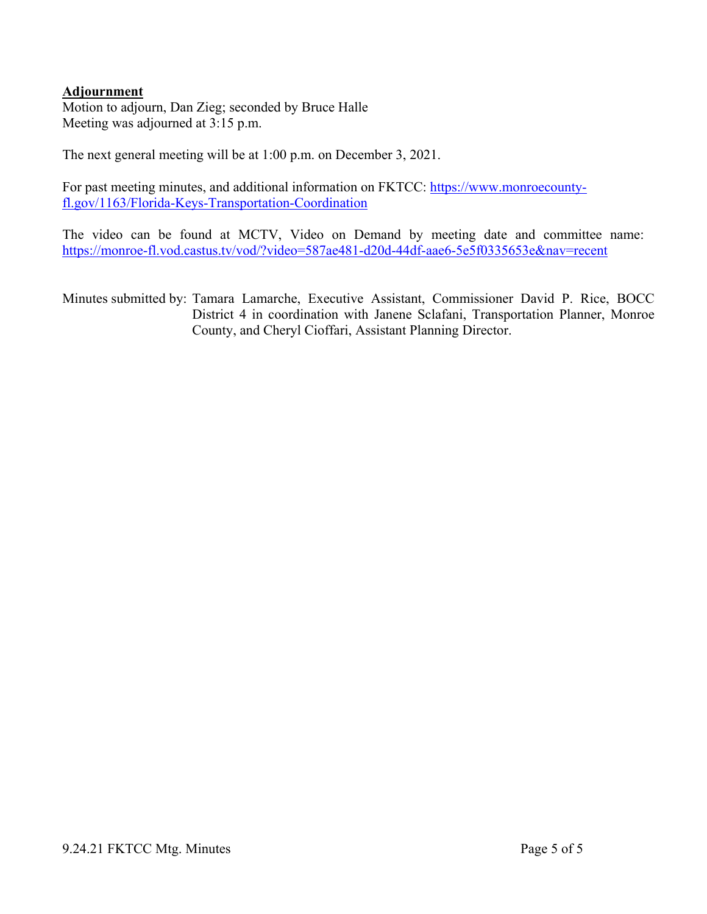**Adjournment**

Motion to adjourn, Dan Zieg; seconded by Bruce Halle
Meeting was adjourned at 3:15 p.m.

The next general meeting will be at 1:00 p.m. on December 3, 2021.

For past meeting minutes, and additional information on FKTCC: https://www.monroecounty-fl.gov/1163/Florida-Keys-Transportation-Coordination

The video can be found at MCTV, Video on Demand by meeting date and committee name: https://monroe-fl.vod.castus.tv/vod/?video=587ae481-d20d-44df-aae6-5e5f0335653e&nav=recent

Minutes submitted by: Tamara Lamarche, Executive Assistant, Commissioner David P. Rice, BOCC District 4 in coordination with Janene Sclafani, Transportation Planner, Monroe County, and Cheryl Cioffari, Assistant Planning Director.